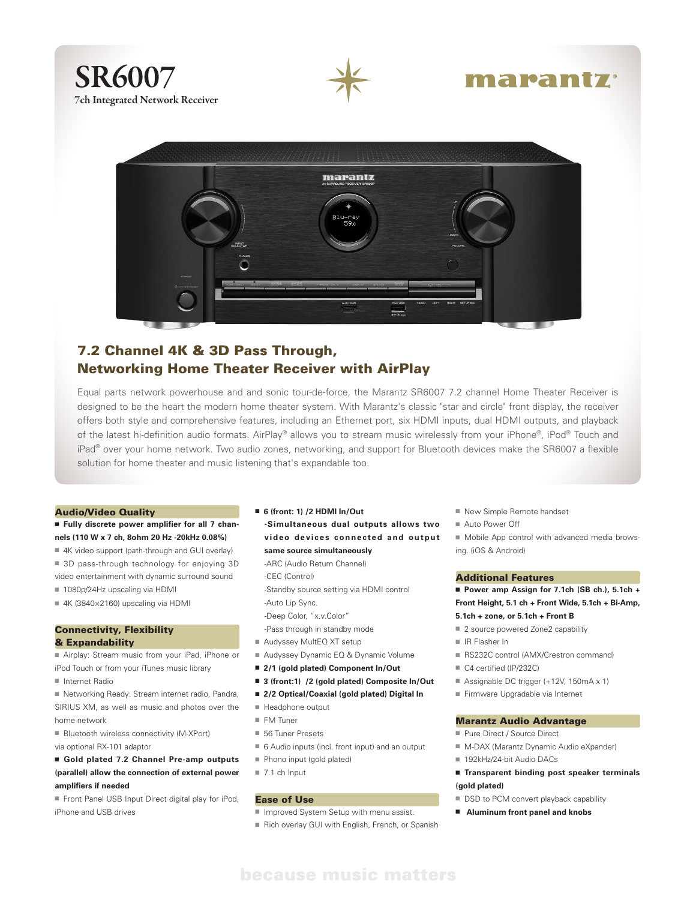# SR6007

7ch Integrated Network Receiver

marantz

## 7.2 Channel 4K & 3D Pass Through, Networking Home Theater Receiver with AirPlay

Equal parts network powerhouse and and sonic tour-de-force, the Marantz SR6007 7.2 channel Home Theater Receiver is designed to be the heart the modern home theater system. With Marantz's classic "star and circle" front display, the receiver offers both style and comprehensive features, including an Ethernet port, six HDMI inputs, dual HDMI outputs, and playback of the latest hi-definition audio formats. AirPlay® allows you to stream music wirelessly from your iPhone®, iPod® Touch and iPad® over your home network. Two audio zones, networking, and support for Bluetooth devices make the SR6007 a flexible solution for home theater and music listening that's expandable too.

### Audio/Video Quality

- **Fully discrete power amplifier for all 7 channels (110 W x 7 ch, 8ohm 20 Hz -20kHz 0.08%)**
- 4K video support (path-through and GUI overlay)
- 3D pass-through technology for enjoying 3D video entertainment with dynamic surround sound
- 1080p/24Hz upscaling via HDMI
- 4K (3840×2160) upscaling via HDMI

### Connectivity, Flexibility & Expandability

- Airplay: Stream music from your iPad, iPhone or iPod Touch or from your iTunes music library
- Internet Radio
- Networking Ready: Stream internet radio, Pandra, SIRIUS XM, as well as music and photos over the home network
- Bluetooth wireless connectivity (M-XPort) via optional RX-101 adaptor
- **Gold plated 7.2 Channel Pre-amp outputs (parallel) allow the connection of external power amplifiers if needed**
- Front Panel USB Input Direct digital play for iPod, iPhone and USB drives
- **6 (front: 1) /2 HDMI In/Out**
  **-Simultaneous dual outputs allows two video devices connected and output same source simultaneously**
  -ARC (Audio Return Channel)
  -CEC (Control)
  -Standby source setting via HDMI control
  -Auto Lip Sync.
  -Deep Color, "x.v.Color"
  -Pass through in standby mode
- Audyssey MultEQ XT setup
- Audyssey Dynamic EQ & Dynamic Volume
- **2/1 (gold plated) Component In/Out**
- **3 (front:1) /2 (gold plated) Composite In/Out**
- **2/2 Optical/Coaxial (gold plated) Digital In**
- Headphone output
- FM Tuner
- 56 Tuner Presets
- 6 Audio inputs (incl. front input) and an output
- Phono input (gold plated)
- 7.1 ch Input

### Ease of Use

- Improved System Setup with menu assist.
- Rich overlay GUI with English, French, or Spanish
- New Simple Remote handset
- Auto Power Off
- Mobile App control with advanced media browsing. (iOS & Android)

### Additional Features

- **Power amp Assign for 7.1ch (SB ch.), 5.1ch + Front Height, 5.1 ch + Front Wide, 5.1ch + Bi-Amp, 5.1ch + zone, or 5.1ch + Front B**
- 2 source powered Zone2 capability
- IR Flasher In
- RS232C control (AMX/Crestron command)
- C4 certified (IP/232C)
- Assignable DC trigger (+12V, 150mA x 1)
- Firmware Upgradable via Internet

### Marantz Audio Advantage

- Pure Direct / Source Direct
- M-DAX (Marantz Dynamic Audio eXpander)
- 192kHz/24-bit Audio DACs
- **Transparent binding post speaker terminals (gold plated)**
- DSD to PCM convert playback capability
- **Aluminum front panel and knobs**

because music matters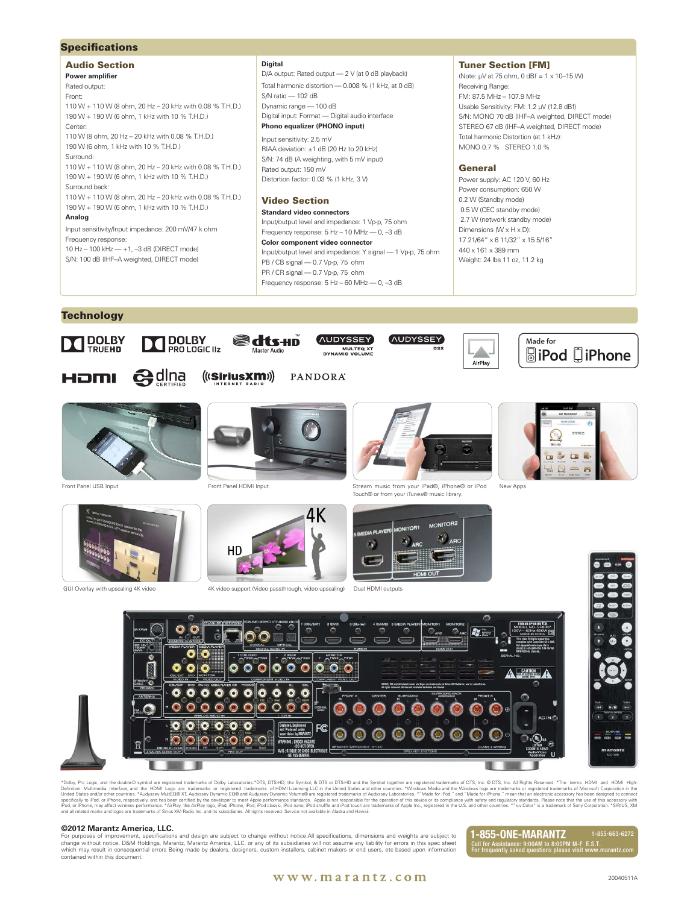## Specifications

### Audio Section

**Power amplifier**

Rated output:

Front:

110 W + 110 W (8 ohm, 20 Hz – 20 kHz with 0.08 % T.H.D.)

190 W + 190 W (6 ohm, 1 kHz with 10 % T.H.D.)

Center:

110 W (8 ohm, 20 Hz – 20 kHz with 0.08 % T.H.D.)

190 W (6 ohm, 1 kHz with 10 % T.H.D.)

Surround:

110 W + 110 W (8 ohm, 20 Hz – 20 kHz with 0.08 % T.H.D.)

190 W + 190 W (6 ohm, 1 kHz with 10 % T.H.D.)

Surround back:

110 W + 110 W (8 ohm, 20 Hz – 20 kHz with 0.08 % T.H.D.)

190 W + 190 W (6 ohm, 1 kHz with 10 % T.H.D.)

**Analog**

Input sensitivity/Input impedance: 200 mV/47 k ohm

Frequency response:

10 Hz – 100 kHz — +1, –3 dB (DIRECT mode)

S/N: 100 dB (IHF–A weighted, DIRECT mode)

**Digital**

D/A output: Rated output — 2 V (at 0 dB playback)

Total harmonic distortion — 0.008 % (1 kHz, at 0 dB)

S/N ratio — 102 dB

Dynamic range — 100 dB

Digital input: Format — Digital audio interface

**Phono equalizer (PHONO input)**

Input sensitivity: 2.5 mV

RIAA deviation: ±1 dB (20 Hz to 20 kHz)

S/N: 74 dB (A weighting, with 5 mV input)

Rated output: 150 mV

Distortion factor: 0.03 % (1 kHz, 3 V)

### Video Section

**Standard video connectors**

Input/output level and impedance: 1 Vp-p, 75 ohm

Frequency response: 5 Hz – 10 MHz — 0, –3 dB

**Color component video connector**

Input/output level and impedance: Y signal — 1 Vp-p, 75 ohm

PB / CB signal — 0.7 Vp-p, 75 ohm

PR / CR signal — 0.7 Vp-p, 75 ohm

Frequency response: 5 Hz – 60 MHz — 0, –3 dB

### Tuner Section [FM]

(Note: µV at 75 ohm, 0 dBf = 1 x 10–15 W)

Receiving Range:

FM: 87.5 MHz – 107.9 MHz

Usable Sensitivity: FM: 1.2 µV (12.8 dBf)

S/N: MONO 70 dB (IHF–A weighted, DIRECT mode)

STEREO 67 dB (IHF–A weighted, DIRECT mode)

Total harmonic Distortion (at 1 kHz):

MONO 0.7 % STEREO 1.0 %

### General

Power supply: AC 120 V, 60 Hz

Power consumption: 650 W

0.2 W (Standby mode)

0.5 W (CEC standby mode)

2.7 W (network standby mode)

Dimensions (W x H x D):

17 21/64” x 6 11/32” x 15 5/16”

440 x 161 x 389 mm

Weight: 24 lbs 11 oz, 11.2 kg

## Technology

Front Panel USB Input

Front Panel HDMI Input

Stream music from your iPad®, iPhone® or iPod Touch® or from your iTunes® music library.

New Apps

GUI Overlay with upscaling 4K video

4K video support (Video passthrough, video upscaling)

Dual HDMI outputs

*Dolby, Pro Logic, and the double-D symbol are registered trademarks of Dolby Laboratories.*DTS, DTS-HD, the Symbol, & DTS or DTS-HD and the Symbol together are registered trademarks of DTS, Inc. © DTS, Inc. All Rights Reserved. *The terms HDMI and HDMI High-Definition Multimedia Interface, and the HDMI Logo are trademarks or registered trademarks of HDMI Licensing LLC in the United States and other countries. *Windows Media and the Windows logo are trademarks or registered trademarks of Microsoft Corporation in the United States and/or other countries. *Audyssey MultEQ® XT, Audyssey Dynamic EQ® and Audyssey Dynamic Volume® are registered trademarks of Audyssey Laboratories. *"Made for iPod," and "Made for iPhone," mean that an electronic accessory has been designed to connect specifically to iPod, or iPhone, respectively, and has been certified by the developer to meet Apple performance standards. Apple is not responsible for the operation of this device or its compliance with safety and regulatory standards. Please note that the use of this accessory with iPod, or iPhone, may affect wireless performance. *AirPlay, the AirPlay logo, iPad, iPhone, iPod, iPod classic, iPod nano, iPod shuffle and iPod touch are trademarks of Apple Inc., registered in the U.S. and other countries. *"x.v.Color" is a trademark of Sony Corporation. *SIRIUS, XM and all related marks and logos are trademarks of Sirius XM Radio Inc. and its subsidiaries. All rights reserved. Service not available in Alaska and Hawaii.

**©2012 Marantz America, LLC.**

For purposes of improvement, specifications and design are subject to change without notice.All specifications, dimensions and weights are subject to change without notice. D&M Holdings, Marantz, Marantz America, LLC. or any of its subsidiaries will not assume any liability for errors in this spec sheet which may result in consequential errors Being made by dealers, designers, custom installers, cabinet makers or end users, etc based upon information contained within this document.

**1-855-ONE-MARANTZ** 1-855-663-6272

Call for Assistance: 9:00AM to 8:00PM M-F E.S.T.

For frequently asked questions please visit www.marantz.com

www.marantz.com

20040511A